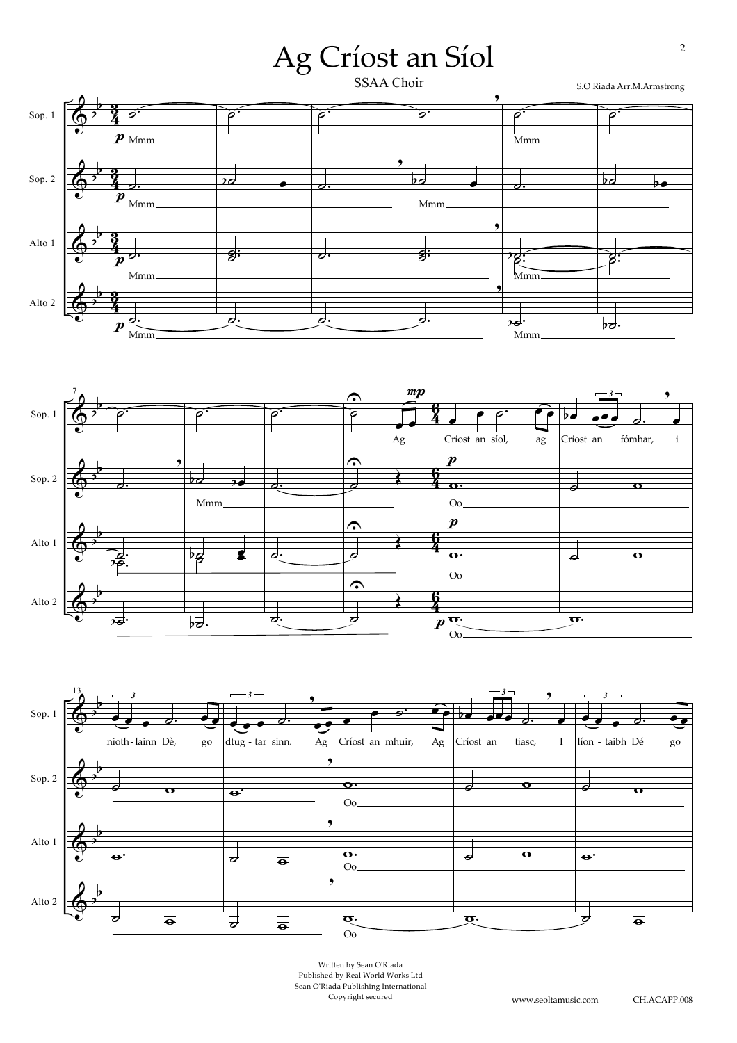# Ag Críost an Síol

SSAA Choir

S.O Riada Arr.M.Armstrong

Written by Sean O'Riada
Published by Real World Works Ltd
Sean O'Riada Publishing International
Copyright secured

www.seoltamusic.com CH.ACAPP.008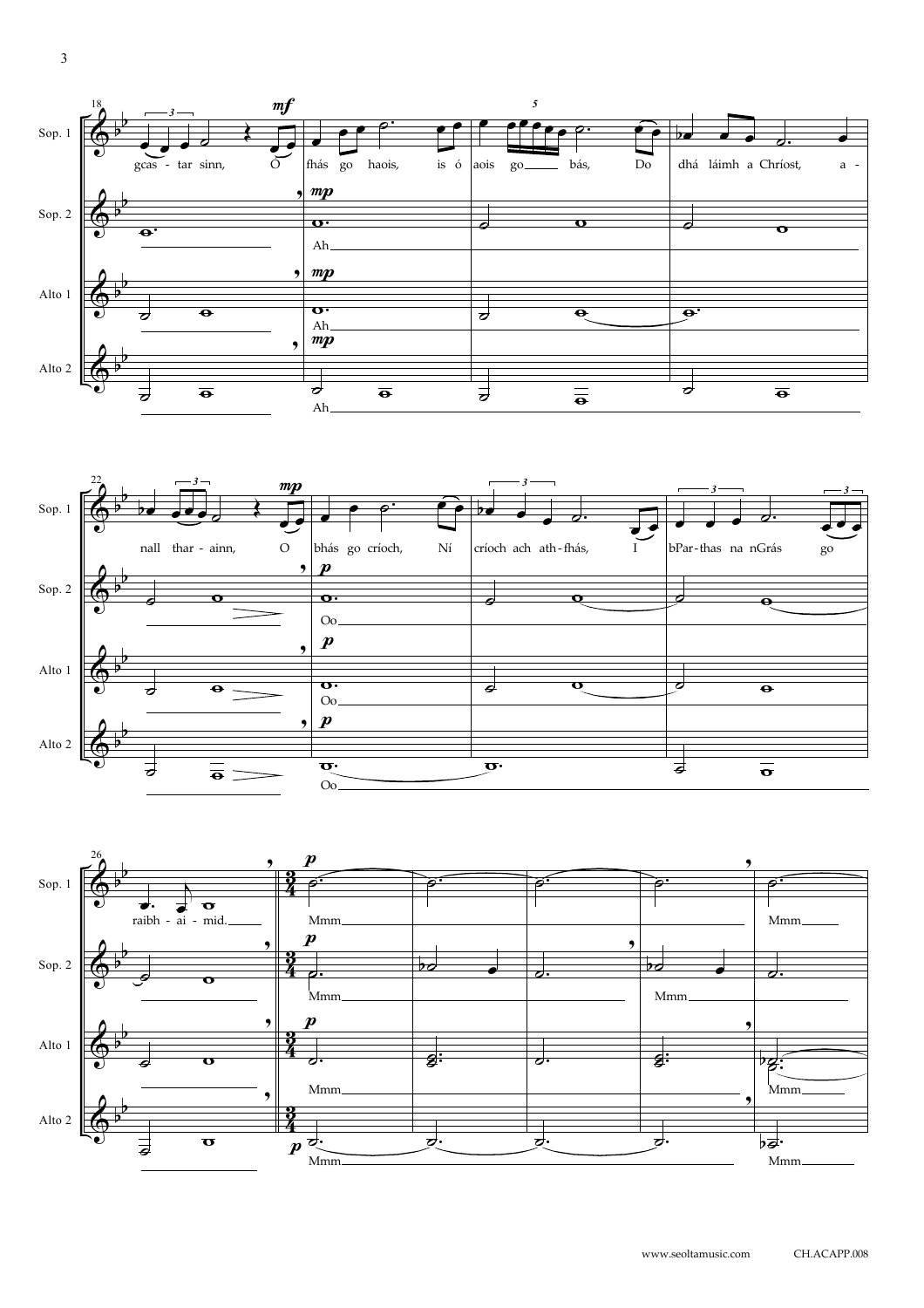18

Sop. 1: gcas - tar sinn, O fhás go haois, is ó aois go bás, Do dhá láimh a Chríost, a -

Sop. 2: Ah

Alto 1: Ah

Alto 2: Ah

22

Sop. 1: nall thar - ainn, O bhás go críoch, Ní críoch ach ath - fhás, I bPar - thas na nGrás go

Sop. 2: Oo

Alto 1: Oo

Alto 2: Oo

26

Sop. 1: raibh - ai - mid. Mmm Mmm

Sop. 2: Mmm Mmm

Alto 1: Mmm Mmm

Alto 2: Mmm Mmm